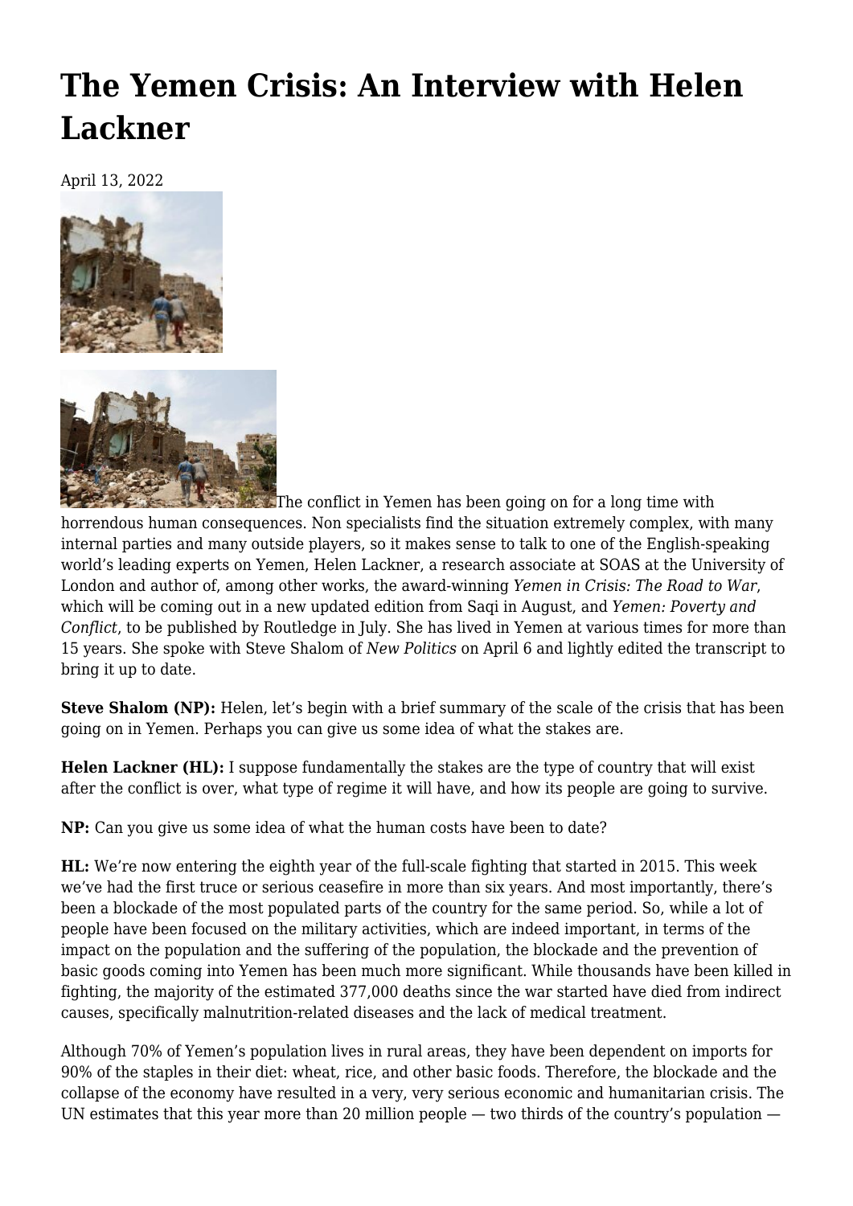# The Yemen Crisis: An Interview with Helen Lackner

April 13, 2022

The conflict in Yemen has been going on for a long time with horrendous human consequences. Non specialists find the situation extremely complex, with many internal parties and many outside players, so it makes sense to talk to one of the English-speaking world's leading experts on Yemen, Helen Lackner, a research associate at SOAS at the University of London and author of, among other works, the award-winning *Yemen in Crisis: The Road to War*, which will be coming out in a new updated edition from Saqi in August, and *Yemen: Poverty and Conflict*, to be published by Routledge in July. She has lived in Yemen at various times for more than 15 years. She spoke with Steve Shalom of *New Politics* on April 6 and lightly edited the transcript to bring it up to date.

**Steve Shalom (NP):** Helen, let's begin with a brief summary of the scale of the crisis that has been going on in Yemen. Perhaps you can give us some idea of what the stakes are.

**Helen Lackner (HL):** I suppose fundamentally the stakes are the type of country that will exist after the conflict is over, what type of regime it will have, and how its people are going to survive.

**NP:** Can you give us some idea of what the human costs have been to date?

**HL:** We're now entering the eighth year of the full-scale fighting that started in 2015. This week we've had the first truce or serious ceasefire in more than six years. And most importantly, there's been a blockade of the most populated parts of the country for the same period. So, while a lot of people have been focused on the military activities, which are indeed important, in terms of the impact on the population and the suffering of the population, the blockade and the prevention of basic goods coming into Yemen has been much more significant. While thousands have been killed in fighting, the majority of the estimated 377,000 deaths since the war started have died from indirect causes, specifically malnutrition-related diseases and the lack of medical treatment.

Although 70% of Yemen's population lives in rural areas, they have been dependent on imports for 90% of the staples in their diet: wheat, rice, and other basic foods. Therefore, the blockade and the collapse of the economy have resulted in a very, very serious economic and humanitarian crisis. The UN estimates that this year more than 20 million people — two thirds of the country's population —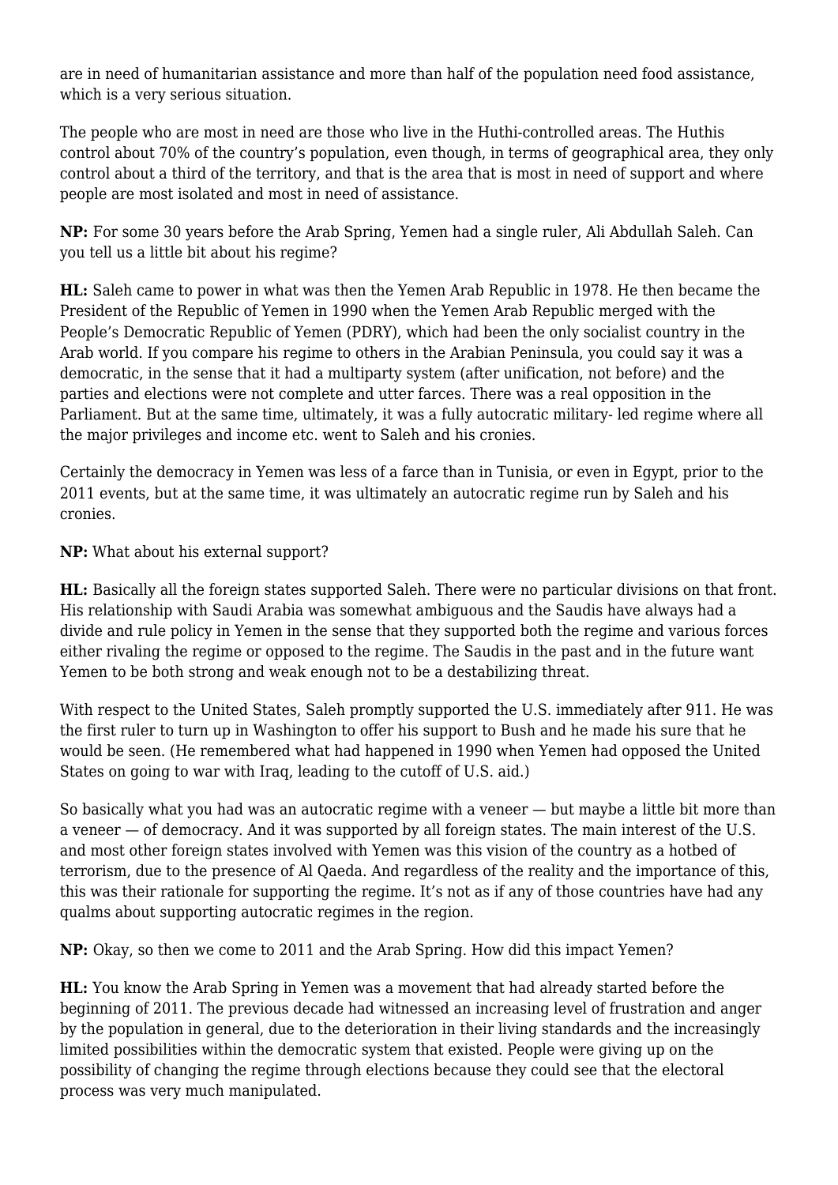are in need of humanitarian assistance and more than half of the population need food assistance, which is a very serious situation.

The people who are most in need are those who live in the Huthi-controlled areas. The Huthis control about 70% of the country's population, even though, in terms of geographical area, they only control about a third of the territory, and that is the area that is most in need of support and where people are most isolated and most in need of assistance.

**NP:** For some 30 years before the Arab Spring, Yemen had a single ruler, Ali Abdullah Saleh. Can you tell us a little bit about his regime?

**HL:** Saleh came to power in what was then the Yemen Arab Republic in 1978. He then became the President of the Republic of Yemen in 1990 when the Yemen Arab Republic merged with the People's Democratic Republic of Yemen (PDRY), which had been the only socialist country in the Arab world. If you compare his regime to others in the Arabian Peninsula, you could say it was a democratic, in the sense that it had a multiparty system (after unification, not before) and the parties and elections were not complete and utter farces. There was a real opposition in the Parliament. But at the same time, ultimately, it was a fully autocratic military- led regime where all the major privileges and income etc. went to Saleh and his cronies.

Certainly the democracy in Yemen was less of a farce than in Tunisia, or even in Egypt, prior to the 2011 events, but at the same time, it was ultimately an autocratic regime run by Saleh and his cronies.

**NP:** What about his external support?

**HL:** Basically all the foreign states supported Saleh. There were no particular divisions on that front. His relationship with Saudi Arabia was somewhat ambiguous and the Saudis have always had a divide and rule policy in Yemen in the sense that they supported both the regime and various forces either rivaling the regime or opposed to the regime. The Saudis in the past and in the future want Yemen to be both strong and weak enough not to be a destabilizing threat.

With respect to the United States, Saleh promptly supported the U.S. immediately after 911. He was the first ruler to turn up in Washington to offer his support to Bush and he made his sure that he would be seen. (He remembered what had happened in 1990 when Yemen had opposed the United States on going to war with Iraq, leading to the cutoff of U.S. aid.)

So basically what you had was an autocratic regime with a veneer — but maybe a little bit more than a veneer — of democracy. And it was supported by all foreign states. The main interest of the U.S. and most other foreign states involved with Yemen was this vision of the country as a hotbed of terrorism, due to the presence of Al Qaeda. And regardless of the reality and the importance of this, this was their rationale for supporting the regime. It's not as if any of those countries have had any qualms about supporting autocratic regimes in the region.

**NP:** Okay, so then we come to 2011 and the Arab Spring. How did this impact Yemen?

**HL:** You know the Arab Spring in Yemen was a movement that had already started before the beginning of 2011. The previous decade had witnessed an increasing level of frustration and anger by the population in general, due to the deterioration in their living standards and the increasingly limited possibilities within the democratic system that existed. People were giving up on the possibility of changing the regime through elections because they could see that the electoral process was very much manipulated.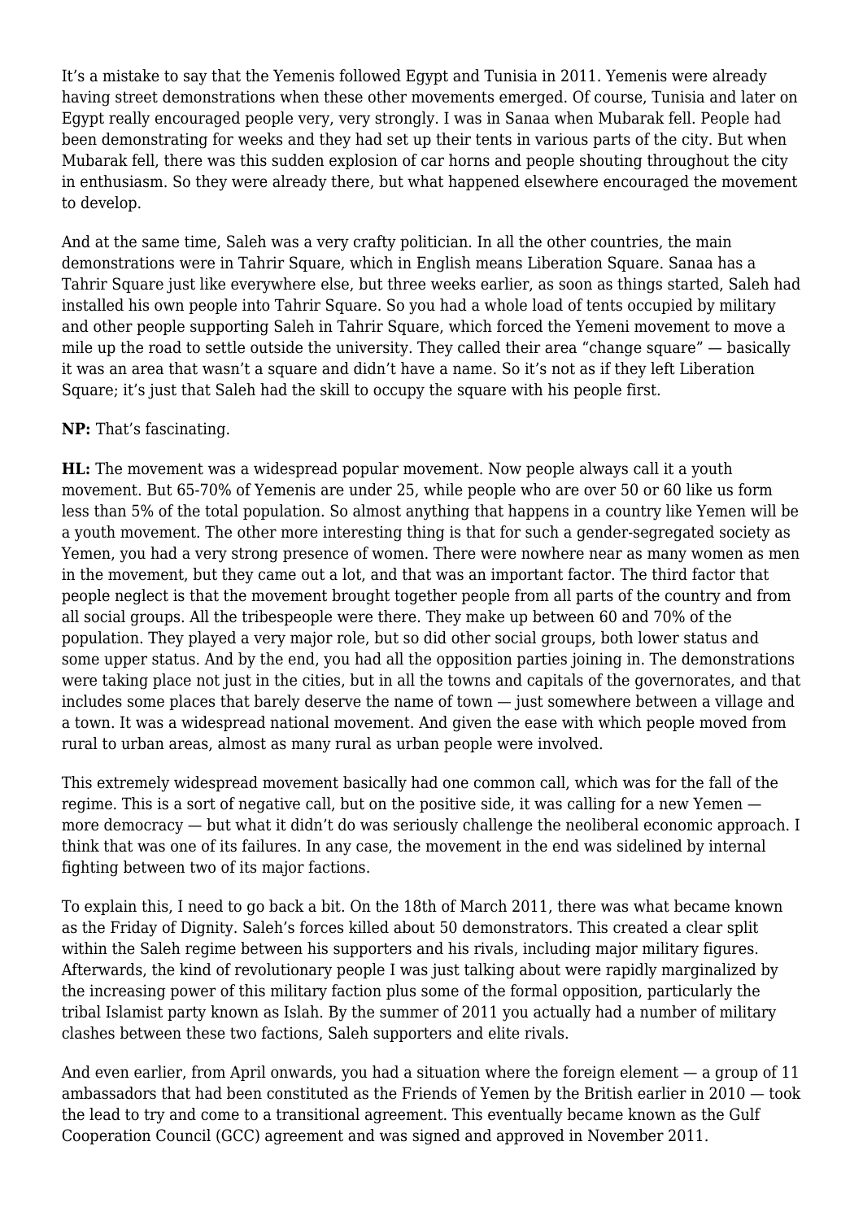It’s a mistake to say that the Yemenis followed Egypt and Tunisia in 2011. Yemenis were already having street demonstrations when these other movements emerged. Of course, Tunisia and later on Egypt really encouraged people very, very strongly. I was in Sanaa when Mubarak fell. People had been demonstrating for weeks and they had set up their tents in various parts of the city. But when Mubarak fell, there was this sudden explosion of car horns and people shouting throughout the city in enthusiasm. So they were already there, but what happened elsewhere encouraged the movement to develop.

And at the same time, Saleh was a very crafty politician. In all the other countries, the main demonstrations were in Tahrir Square, which in English means Liberation Square. Sanaa has a Tahrir Square just like everywhere else, but three weeks earlier, as soon as things started, Saleh had installed his own people into Tahrir Square. So you had a whole load of tents occupied by military and other people supporting Saleh in Tahrir Square, which forced the Yemeni movement to move a mile up the road to settle outside the university. They called their area “change square” — basically it was an area that wasn’t a square and didn’t have a name. So it’s not as if they left Liberation Square; it’s just that Saleh had the skill to occupy the square with his people first.

**NP:** That’s fascinating.

**HL:** The movement was a widespread popular movement. Now people always call it a youth movement. But 65-70% of Yemenis are under 25, while people who are over 50 or 60 like us form less than 5% of the total population. So almost anything that happens in a country like Yemen will be a youth movement. The other more interesting thing is that for such a gender-segregated society as Yemen, you had a very strong presence of women. There were nowhere near as many women as men in the movement, but they came out a lot, and that was an important factor. The third factor that people neglect is that the movement brought together people from all parts of the country and from all social groups. All the tribespeople were there. They make up between 60 and 70% of the population. They played a very major role, but so did other social groups, both lower status and some upper status. And by the end, you had all the opposition parties joining in. The demonstrations were taking place not just in the cities, but in all the towns and capitals of the governorates, and that includes some places that barely deserve the name of town — just somewhere between a village and a town. It was a widespread national movement. And given the ease with which people moved from rural to urban areas, almost as many rural as urban people were involved.

This extremely widespread movement basically had one common call, which was for the fall of the regime. This is a sort of negative call, but on the positive side, it was calling for a new Yemen — more democracy — but what it didn’t do was seriously challenge the neoliberal economic approach. I think that was one of its failures. In any case, the movement in the end was sidelined by internal fighting between two of its major factions.

To explain this, I need to go back a bit. On the 18th of March 2011, there was what became known as the Friday of Dignity. Saleh’s forces killed about 50 demonstrators. This created a clear split within the Saleh regime between his supporters and his rivals, including major military figures. Afterwards, the kind of revolutionary people I was just talking about were rapidly marginalized by the increasing power of this military faction plus some of the formal opposition, particularly the tribal Islamist party known as Islah. By the summer of 2011 you actually had a number of military clashes between these two factions, Saleh supporters and elite rivals.

And even earlier, from April onwards, you had a situation where the foreign element — a group of 11 ambassadors that had been constituted as the Friends of Yemen by the British earlier in 2010 — took the lead to try and come to a transitional agreement. This eventually became known as the Gulf Cooperation Council (GCC) agreement and was signed and approved in November 2011.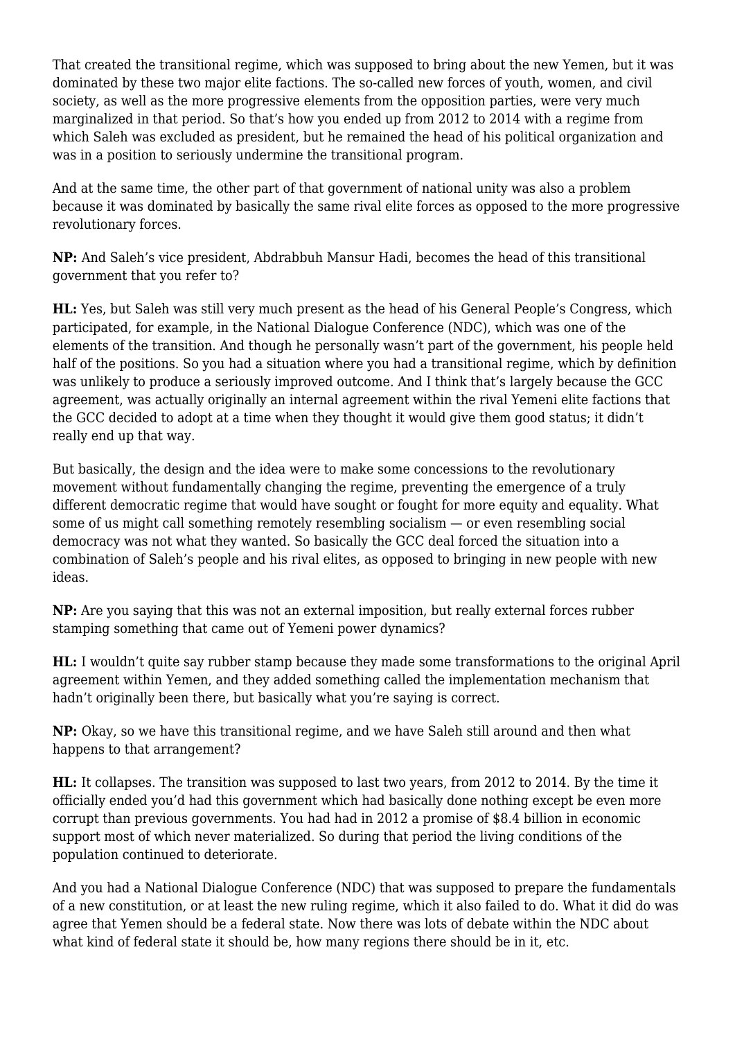That created the transitional regime, which was supposed to bring about the new Yemen, but it was dominated by these two major elite factions. The so-called new forces of youth, women, and civil society, as well as the more progressive elements from the opposition parties, were very much marginalized in that period. So that's how you ended up from 2012 to 2014 with a regime from which Saleh was excluded as president, but he remained the head of his political organization and was in a position to seriously undermine the transitional program.

And at the same time, the other part of that government of national unity was also a problem because it was dominated by basically the same rival elite forces as opposed to the more progressive revolutionary forces.

**NP:** And Saleh's vice president, Abdrabbuh Mansur Hadi, becomes the head of this transitional government that you refer to?

**HL:** Yes, but Saleh was still very much present as the head of his General People's Congress, which participated, for example, in the National Dialogue Conference (NDC), which was one of the elements of the transition. And though he personally wasn't part of the government, his people held half of the positions. So you had a situation where you had a transitional regime, which by definition was unlikely to produce a seriously improved outcome. And I think that's largely because the GCC agreement, was actually originally an internal agreement within the rival Yemeni elite factions that the GCC decided to adopt at a time when they thought it would give them good status; it didn't really end up that way.

But basically, the design and the idea were to make some concessions to the revolutionary movement without fundamentally changing the regime, preventing the emergence of a truly different democratic regime that would have sought or fought for more equity and equality. What some of us might call something remotely resembling socialism — or even resembling social democracy was not what they wanted. So basically the GCC deal forced the situation into a combination of Saleh's people and his rival elites, as opposed to bringing in new people with new ideas.

**NP:** Are you saying that this was not an external imposition, but really external forces rubber stamping something that came out of Yemeni power dynamics?

**HL:** I wouldn't quite say rubber stamp because they made some transformations to the original April agreement within Yemen, and they added something called the implementation mechanism that hadn't originally been there, but basically what you're saying is correct.

**NP:** Okay, so we have this transitional regime, and we have Saleh still around and then what happens to that arrangement?

**HL:** It collapses. The transition was supposed to last two years, from 2012 to 2014. By the time it officially ended you'd had this government which had basically done nothing except be even more corrupt than previous governments. You had had in 2012 a promise of $8.4 billion in economic support most of which never materialized. So during that period the living conditions of the population continued to deteriorate.

And you had a National Dialogue Conference (NDC) that was supposed to prepare the fundamentals of a new constitution, or at least the new ruling regime, which it also failed to do. What it did do was agree that Yemen should be a federal state. Now there was lots of debate within the NDC about what kind of federal state it should be, how many regions there should be in it, etc.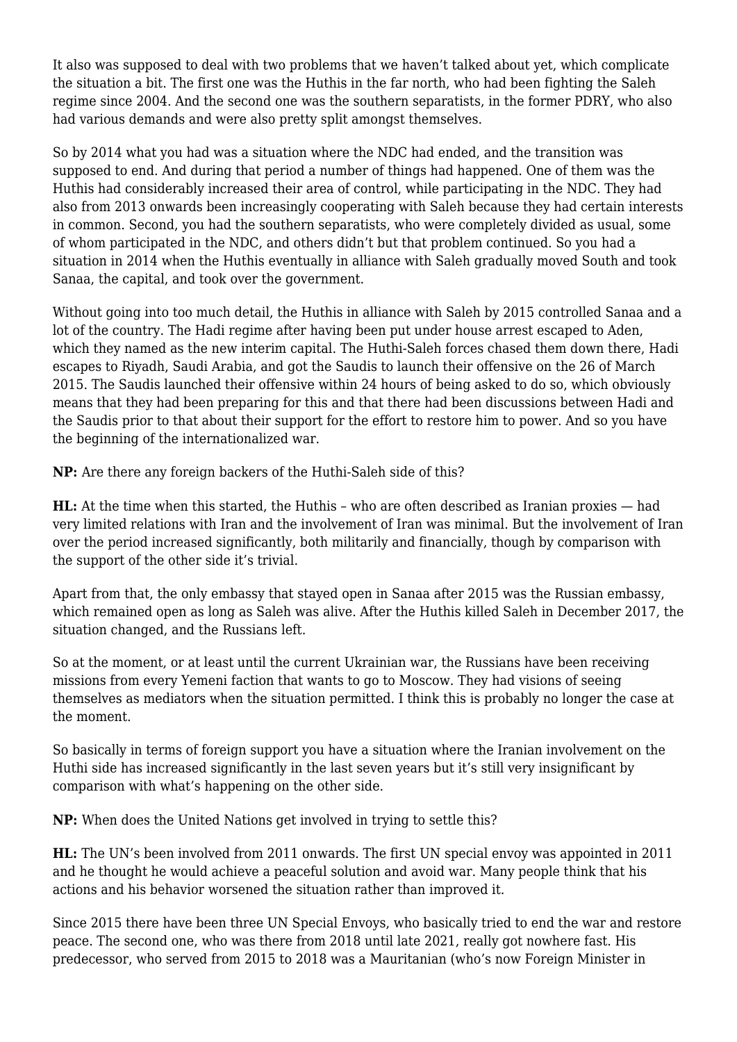It also was supposed to deal with two problems that we haven't talked about yet, which complicate the situation a bit. The first one was the Huthis in the far north, who had been fighting the Saleh regime since 2004. And the second one was the southern separatists, in the former PDRY, who also had various demands and were also pretty split amongst themselves.

So by 2014 what you had was a situation where the NDC had ended, and the transition was supposed to end. And during that period a number of things had happened. One of them was the Huthis had considerably increased their area of control, while participating in the NDC. They had also from 2013 onwards been increasingly cooperating with Saleh because they had certain interests in common. Second, you had the southern separatists, who were completely divided as usual, some of whom participated in the NDC, and others didn't but that problem continued. So you had a situation in 2014 when the Huthis eventually in alliance with Saleh gradually moved South and took Sanaa, the capital, and took over the government.

Without going into too much detail, the Huthis in alliance with Saleh by 2015 controlled Sanaa and a lot of the country. The Hadi regime after having been put under house arrest escaped to Aden, which they named as the new interim capital. The Huthi-Saleh forces chased them down there, Hadi escapes to Riyadh, Saudi Arabia, and got the Saudis to launch their offensive on the 26 of March 2015. The Saudis launched their offensive within 24 hours of being asked to do so, which obviously means that they had been preparing for this and that there had been discussions between Hadi and the Saudis prior to that about their support for the effort to restore him to power. And so you have the beginning of the internationalized war.

**NP:** Are there any foreign backers of the Huthi-Saleh side of this?

**HL:** At the time when this started, the Huthis – who are often described as Iranian proxies — had very limited relations with Iran and the involvement of Iran was minimal. But the involvement of Iran over the period increased significantly, both militarily and financially, though by comparison with the support of the other side it's trivial.

Apart from that, the only embassy that stayed open in Sanaa after 2015 was the Russian embassy, which remained open as long as Saleh was alive. After the Huthis killed Saleh in December 2017, the situation changed, and the Russians left.

So at the moment, or at least until the current Ukrainian war, the Russians have been receiving missions from every Yemeni faction that wants to go to Moscow. They had visions of seeing themselves as mediators when the situation permitted. I think this is probably no longer the case at the moment.

So basically in terms of foreign support you have a situation where the Iranian involvement on the Huthi side has increased significantly in the last seven years but it's still very insignificant by comparison with what's happening on the other side.

**NP:** When does the United Nations get involved in trying to settle this?

**HL:** The UN's been involved from 2011 onwards. The first UN special envoy was appointed in 2011 and he thought he would achieve a peaceful solution and avoid war. Many people think that his actions and his behavior worsened the situation rather than improved it.

Since 2015 there have been three UN Special Envoys, who basically tried to end the war and restore peace. The second one, who was there from 2018 until late 2021, really got nowhere fast. His predecessor, who served from 2015 to 2018 was a Mauritanian (who's now Foreign Minister in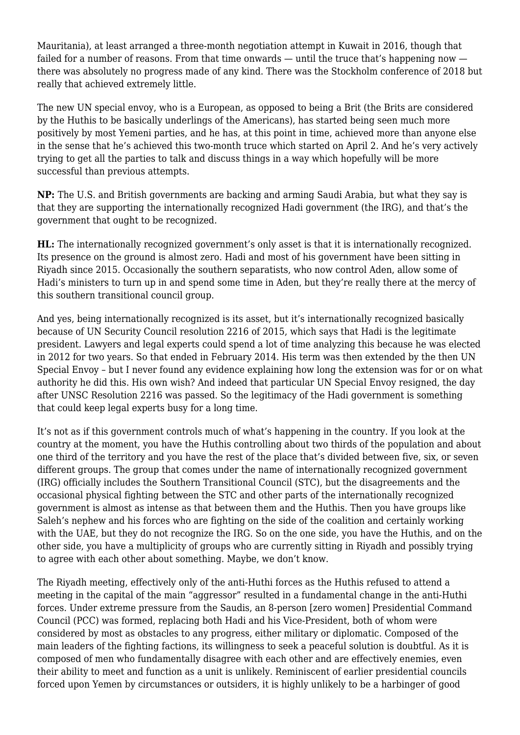Mauritania), at least arranged a three-month negotiation attempt in Kuwait in 2016, though that failed for a number of reasons. From that time onwards — until the truce that's happening now — there was absolutely no progress made of any kind. There was the Stockholm conference of 2018 but really that achieved extremely little.

The new UN special envoy, who is a European, as opposed to being a Brit (the Brits are considered by the Huthis to be basically underlings of the Americans), has started being seen much more positively by most Yemeni parties, and he has, at this point in time, achieved more than anyone else in the sense that he's achieved this two-month truce which started on April 2. And he's very actively trying to get all the parties to talk and discuss things in a way which hopefully will be more successful than previous attempts.

**NP:** The U.S. and British governments are backing and arming Saudi Arabia, but what they say is that they are supporting the internationally recognized Hadi government (the IRG), and that's the government that ought to be recognized.

**HL:** The internationally recognized government's only asset is that it is internationally recognized. Its presence on the ground is almost zero. Hadi and most of his government have been sitting in Riyadh since 2015. Occasionally the southern separatists, who now control Aden, allow some of Hadi's ministers to turn up in and spend some time in Aden, but they're really there at the mercy of this southern transitional council group.

And yes, being internationally recognized is its asset, but it's internationally recognized basically because of UN Security Council resolution 2216 of 2015, which says that Hadi is the legitimate president. Lawyers and legal experts could spend a lot of time analyzing this because he was elected in 2012 for two years. So that ended in February 2014. His term was then extended by the then UN Special Envoy – but I never found any evidence explaining how long the extension was for or on what authority he did this. His own wish? And indeed that particular UN Special Envoy resigned, the day after UNSC Resolution 2216 was passed. So the legitimacy of the Hadi government is something that could keep legal experts busy for a long time.

It's not as if this government controls much of what's happening in the country. If you look at the country at the moment, you have the Huthis controlling about two thirds of the population and about one third of the territory and you have the rest of the place that's divided between five, six, or seven different groups. The group that comes under the name of internationally recognized government (IRG) officially includes the Southern Transitional Council (STC), but the disagreements and the occasional physical fighting between the STC and other parts of the internationally recognized government is almost as intense as that between them and the Huthis. Then you have groups like Saleh's nephew and his forces who are fighting on the side of the coalition and certainly working with the UAE, but they do not recognize the IRG. So on the one side, you have the Huthis, and on the other side, you have a multiplicity of groups who are currently sitting in Riyadh and possibly trying to agree with each other about something. Maybe, we don't know.

The Riyadh meeting, effectively only of the anti-Huthi forces as the Huthis refused to attend a meeting in the capital of the main "aggressor" resulted in a fundamental change in the anti-Huthi forces. Under extreme pressure from the Saudis, an 8-person [zero women] Presidential Command Council (PCC) was formed, replacing both Hadi and his Vice-President, both of whom were considered by most as obstacles to any progress, either military or diplomatic. Composed of the main leaders of the fighting factions, its willingness to seek a peaceful solution is doubtful. As it is composed of men who fundamentally disagree with each other and are effectively enemies, even their ability to meet and function as a unit is unlikely. Reminiscent of earlier presidential councils forced upon Yemen by circumstances or outsiders, it is highly unlikely to be a harbinger of good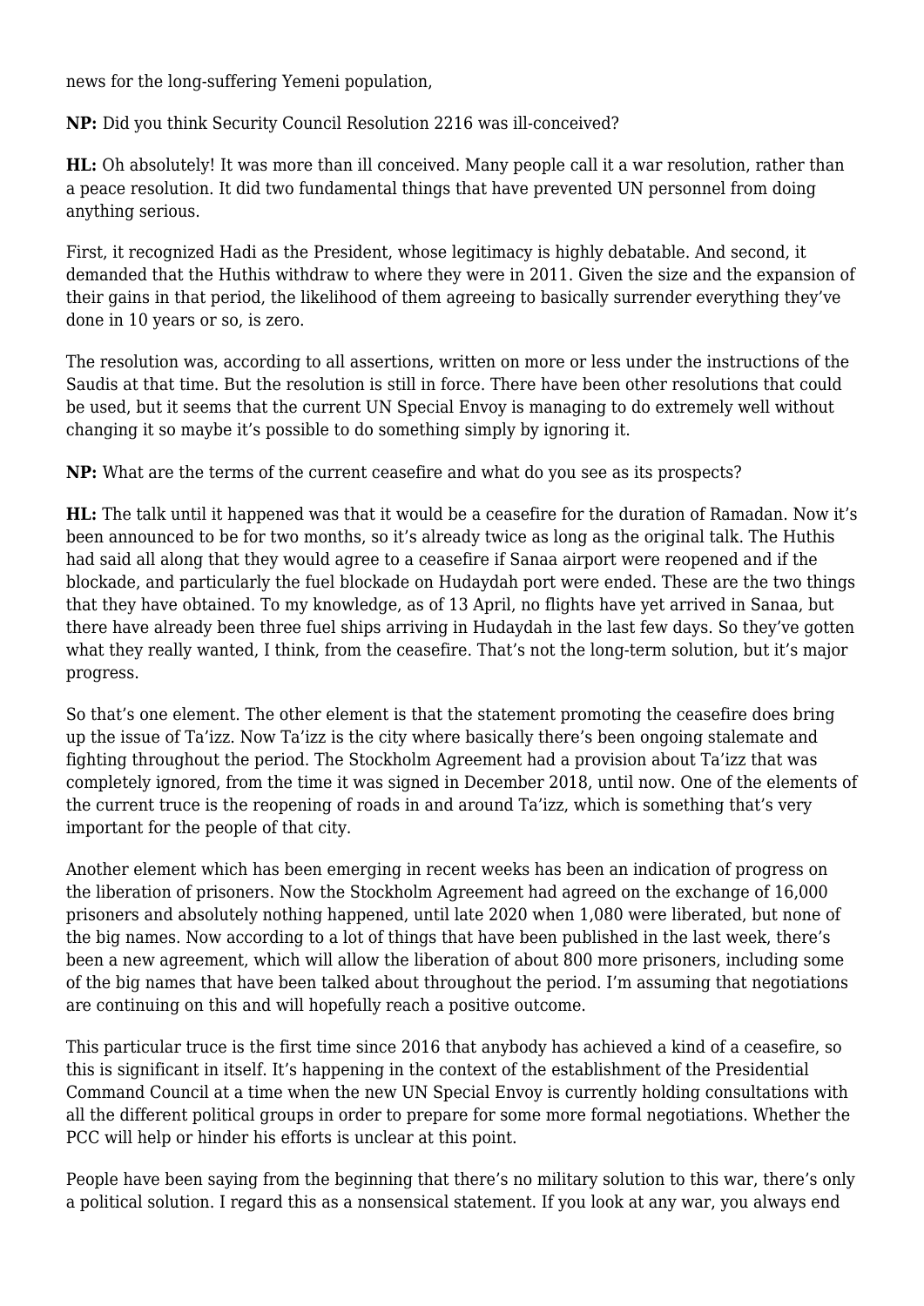news for the long-suffering Yemeni population,

**NP:** Did you think Security Council Resolution 2216 was ill-conceived?

**HL:** Oh absolutely! It was more than ill conceived. Many people call it a war resolution, rather than a peace resolution. It did two fundamental things that have prevented UN personnel from doing anything serious.

First, it recognized Hadi as the President, whose legitimacy is highly debatable. And second, it demanded that the Huthis withdraw to where they were in 2011. Given the size and the expansion of their gains in that period, the likelihood of them agreeing to basically surrender everything they've done in 10 years or so, is zero.

The resolution was, according to all assertions, written on more or less under the instructions of the Saudis at that time. But the resolution is still in force. There have been other resolutions that could be used, but it seems that the current UN Special Envoy is managing to do extremely well without changing it so maybe it's possible to do something simply by ignoring it.

**NP:** What are the terms of the current ceasefire and what do you see as its prospects?

**HL:** The talk until it happened was that it would be a ceasefire for the duration of Ramadan. Now it's been announced to be for two months, so it's already twice as long as the original talk. The Huthis had said all along that they would agree to a ceasefire if Sanaa airport were reopened and if the blockade, and particularly the fuel blockade on Hudaydah port were ended. These are the two things that they have obtained. To my knowledge, as of 13 April, no flights have yet arrived in Sanaa, but there have already been three fuel ships arriving in Hudaydah in the last few days. So they've gotten what they really wanted, I think, from the ceasefire. That's not the long-term solution, but it's major progress.

So that's one element. The other element is that the statement promoting the ceasefire does bring up the issue of Ta'izz. Now Ta'izz is the city where basically there's been ongoing stalemate and fighting throughout the period. The Stockholm Agreement had a provision about Ta'izz that was completely ignored, from the time it was signed in December 2018, until now. One of the elements of the current truce is the reopening of roads in and around Ta'izz, which is something that's very important for the people of that city.

Another element which has been emerging in recent weeks has been an indication of progress on the liberation of prisoners. Now the Stockholm Agreement had agreed on the exchange of 16,000 prisoners and absolutely nothing happened, until late 2020 when 1,080 were liberated, but none of the big names. Now according to a lot of things that have been published in the last week, there's been a new agreement, which will allow the liberation of about 800 more prisoners, including some of the big names that have been talked about throughout the period. I'm assuming that negotiations are continuing on this and will hopefully reach a positive outcome.

This particular truce is the first time since 2016 that anybody has achieved a kind of a ceasefire, so this is significant in itself. It's happening in the context of the establishment of the Presidential Command Council at a time when the new UN Special Envoy is currently holding consultations with all the different political groups in order to prepare for some more formal negotiations. Whether the PCC will help or hinder his efforts is unclear at this point.

People have been saying from the beginning that there's no military solution to this war, there's only a political solution. I regard this as a nonsensical statement. If you look at any war, you always end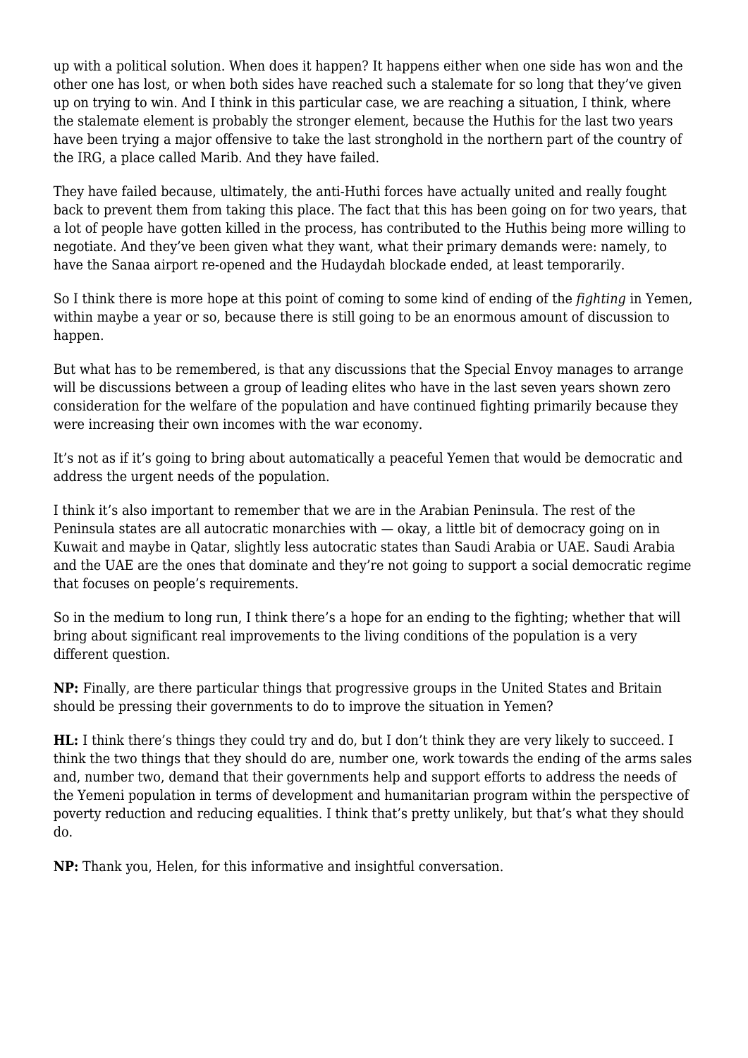up with a political solution. When does it happen? It happens either when one side has won and the other one has lost, or when both sides have reached such a stalemate for so long that they've given up on trying to win. And I think in this particular case, we are reaching a situation, I think, where the stalemate element is probably the stronger element, because the Huthis for the last two years have been trying a major offensive to take the last stronghold in the northern part of the country of the IRG, a place called Marib. And they have failed.

They have failed because, ultimately, the anti-Huthi forces have actually united and really fought back to prevent them from taking this place. The fact that this has been going on for two years, that a lot of people have gotten killed in the process, has contributed to the Huthis being more willing to negotiate. And they've been given what they want, what their primary demands were: namely, to have the Sanaa airport re-opened and the Hudaydah blockade ended, at least temporarily.

So I think there is more hope at this point of coming to some kind of ending of the *fighting* in Yemen, within maybe a year or so, because there is still going to be an enormous amount of discussion to happen.

But what has to be remembered, is that any discussions that the Special Envoy manages to arrange will be discussions between a group of leading elites who have in the last seven years shown zero consideration for the welfare of the population and have continued fighting primarily because they were increasing their own incomes with the war economy.

It's not as if it's going to bring about automatically a peaceful Yemen that would be democratic and address the urgent needs of the population.

I think it's also important to remember that we are in the Arabian Peninsula. The rest of the Peninsula states are all autocratic monarchies with — okay, a little bit of democracy going on in Kuwait and maybe in Qatar, slightly less autocratic states than Saudi Arabia or UAE. Saudi Arabia and the UAE are the ones that dominate and they're not going to support a social democratic regime that focuses on people's requirements.

So in the medium to long run, I think there's a hope for an ending to the fighting; whether that will bring about significant real improvements to the living conditions of the population is a very different question.

**NP:** Finally, are there particular things that progressive groups in the United States and Britain should be pressing their governments to do to improve the situation in Yemen?

**HL:** I think there's things they could try and do, but I don't think they are very likely to succeed. I think the two things that they should do are, number one, work towards the ending of the arms sales and, number two, demand that their governments help and support efforts to address the needs of the Yemeni population in terms of development and humanitarian program within the perspective of poverty reduction and reducing equalities. I think that's pretty unlikely, but that's what they should do.

**NP:** Thank you, Helen, for this informative and insightful conversation.